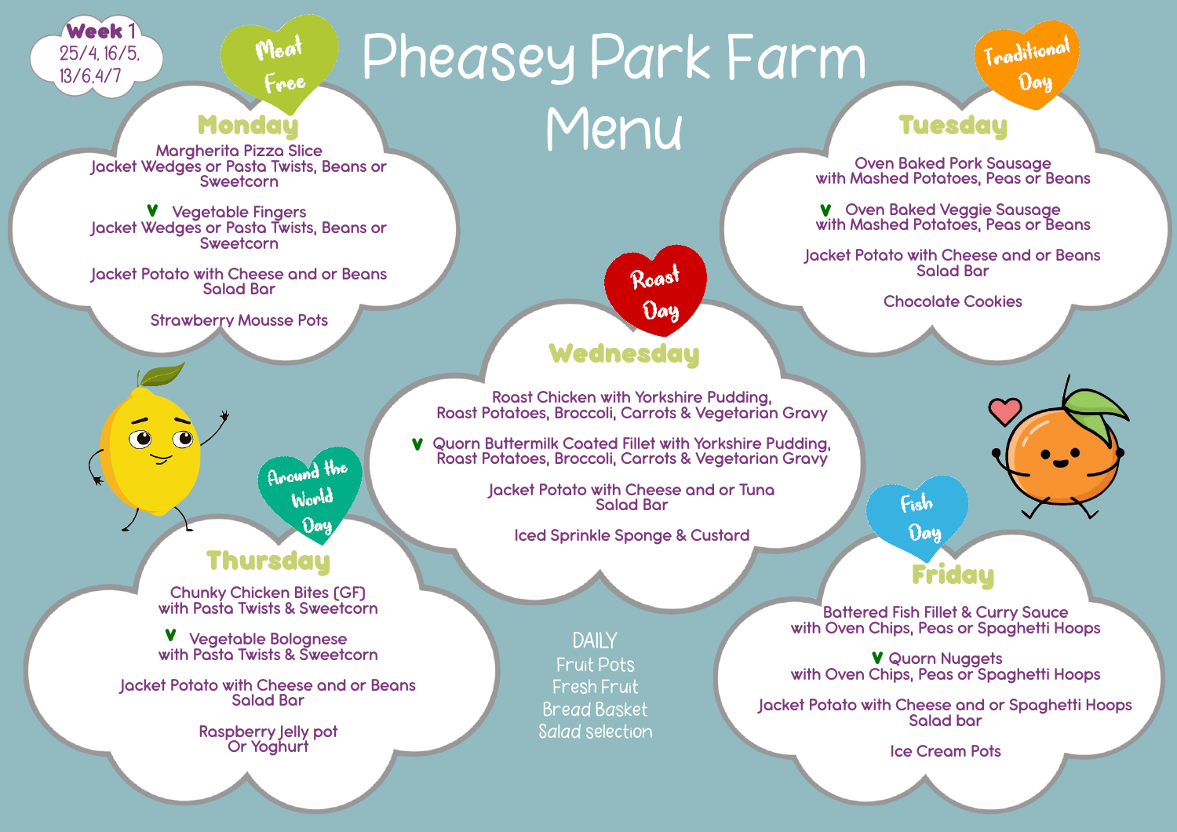# Pheasey Park Farm Menu

**Week 1**
25/4, 16/5, 13/6, 4/7

## Monday — Meat Free

Margherita Pizza Slice
Jacket Wedges or Pasta Twists, Beans or Sweetcorn

V Vegetable Fingers
Jacket Wedges or Pasta Twists, Beans or Sweetcorn

Jacket Potato with Cheese and or Beans
Salad Bar

Strawberry Mousse Pots

## Tuesday — Traditional Day

Oven Baked Pork Sausage
with Mashed Potatoes, Peas or Beans

V Oven Baked Veggie Sausage
with Mashed Potatoes, Peas or Beans

Jacket Potato with Cheese and or Beans
Salad Bar

Chocolate Cookies

## Wednesday — Roast Day

Roast Chicken with Yorkshire Pudding,
Roast Potatoes, Broccoli, Carrots & Vegetarian Gravy

V Quorn Buttermilk Coated Fillet with Yorkshire Pudding,
Roast Potatoes, Broccoli, Carrots & Vegetarian Gravy

Jacket Potato with Cheese and or Tuna
Salad Bar

Iced Sprinkle Sponge & Custard

## Thursday — Around the World Day

Chunky Chicken Bites (GF)
with Pasta Twists & Sweetcorn

V Vegetable Bolognese
with Pasta Twists & Sweetcorn

Jacket Potato with Cheese and or Beans
Salad Bar

Raspberry Jelly pot
Or Yoghurt

## Friday — Fish Day

Battered Fish Fillet & Curry Sauce
with Oven Chips, Peas or Spaghetti Hoops

V Quorn Nuggets
with Oven Chips, Peas or Spaghetti Hoops

Jacket Potato with Cheese and or Spaghetti Hoops
Salad bar

Ice Cream Pots

## DAILY

Fruit Pots
Fresh Fruit
Bread Basket
Salad selection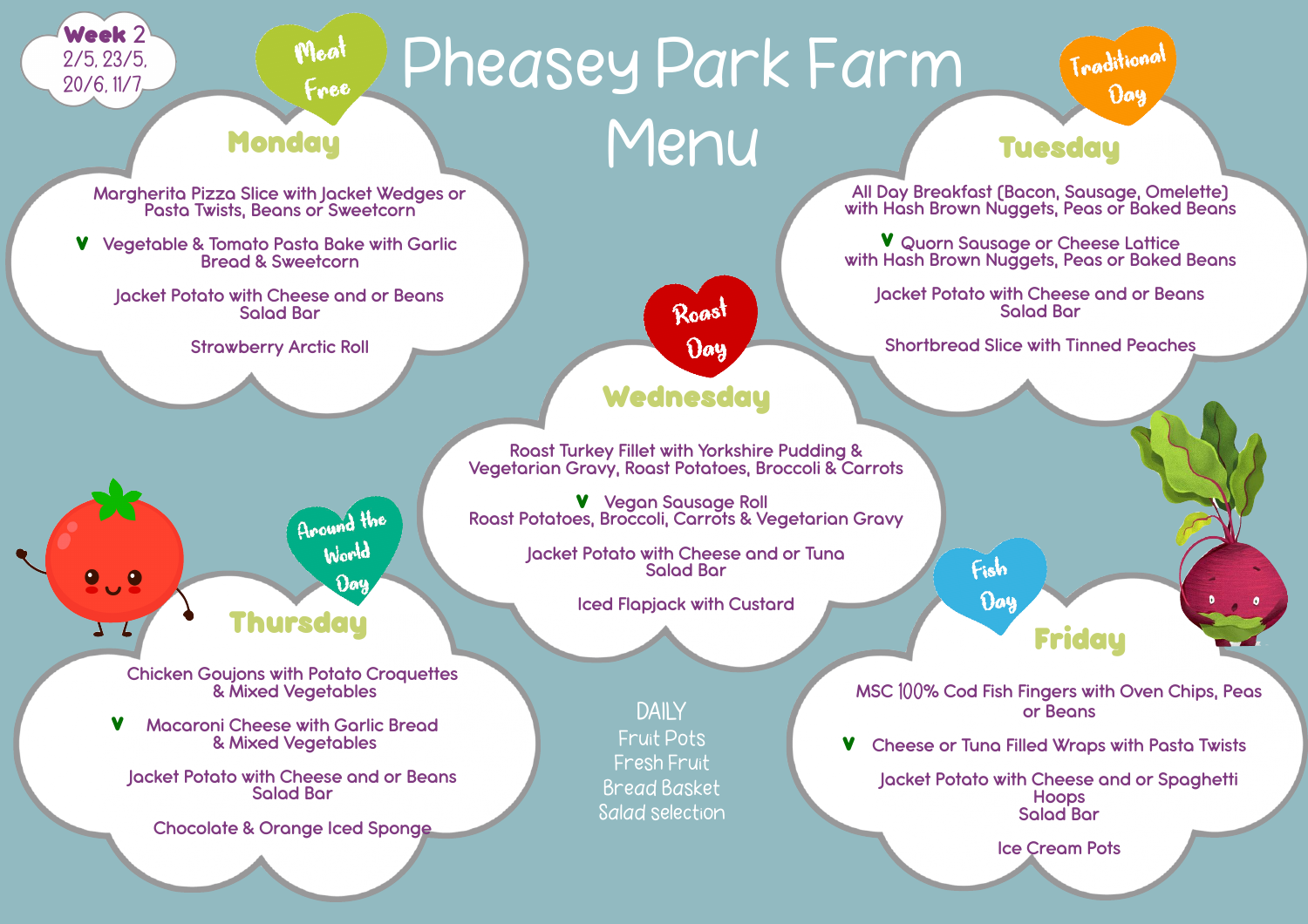**Week 2**
2/5, 23/5, 20/6, 11/7

# Pheasey Park Farm Menu

## Monday

*Meat Free*

Margherita Pizza Slice with Jacket Wedges or Pasta Twists, Beans or Sweetcorn

V Vegetable & Tomato Pasta Bake with Garlic Bread & Sweetcorn

Jacket Potato with Cheese and or Beans
Salad Bar

Strawberry Arctic Roll

## Tuesday

*Traditional Day*

All Day Breakfast (Bacon, Sausage, Omelette) with Hash Brown Nuggets, Peas or Baked Beans

V Quorn Sausage or Cheese Lattice with Hash Brown Nuggets, Peas or Baked Beans

Jacket Potato with Cheese and or Beans
Salad Bar

Shortbread Slice with Tinned Peaches

## Wednesday

*Roast Day*

Roast Turkey Fillet with Yorkshire Pudding & Vegetarian Gravy, Roast Potatoes, Broccoli & Carrots

V Vegan Sausage Roll
Roast Potatoes, Broccoli, Carrots & Vegetarian Gravy

Jacket Potato with Cheese and or Tuna
Salad Bar

Iced Flapjack with Custard

## Thursday

*Around the World Day*

Chicken Goujons with Potato Croquettes & Mixed Vegetables

V Macaroni Cheese with Garlic Bread & Mixed Vegetables

Jacket Potato with Cheese and or Beans
Salad Bar

Chocolate & Orange Iced Sponge

## Friday

*Fish Day*

MSC 100% Cod Fish Fingers with Oven Chips, Peas or Beans

V Cheese or Tuna Filled Wraps with Pasta Twists

Jacket Potato with Cheese and or Spaghetti Hoops
Salad Bar

Ice Cream Pots

## DAILY

Fruit Pots
Fresh Fruit
Bread Basket
Salad selection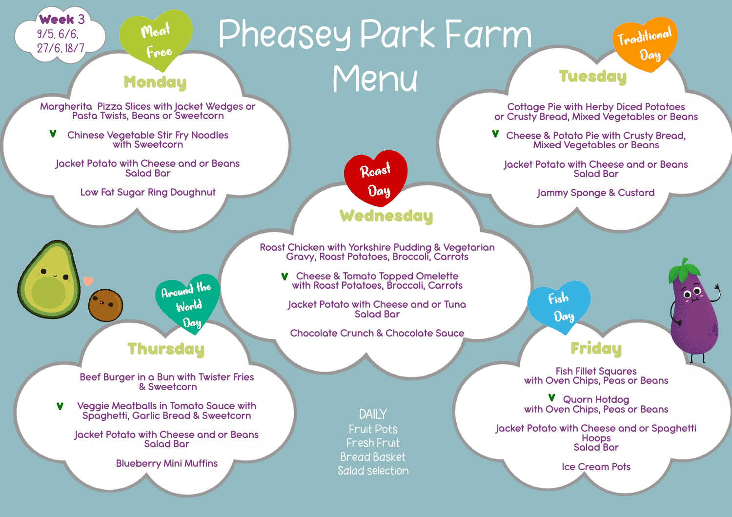Week 3
9/5, 6/6, 27/6, 18/7

# Pheasey Park Farm Menu

## Monday

Meat Free

Margherita Pizza Slices with Jacket Wedges or Pasta Twists, Beans or Sweetcorn

V Chinese Vegetable Stir Fry Noodles with Sweetcorn

Jacket Potato with Cheese and or Beans
Salad Bar

Low Fat Sugar Ring Doughnut

## Tuesday

Traditional Day

Cottage Pie with Herby Diced Potatoes or Crusty Bread, Mixed Vegetables or Beans

V Cheese & Potato Pie with Crusty Bread, Mixed Vegetables or Beans

Jacket Potato with Cheese and or Beans
Salad Bar

Jammy Sponge & Custard

## Wednesday

Roast Day

Roast Chicken with Yorkshire Pudding & Vegetarian Gravy, Roast Potatoes, Broccoli, Carrots

V Cheese & Tomato Topped Omelette with Roast Potatoes, Broccoli, Carrots

Jacket Potato with Cheese and or Tuna
Salad Bar

Chocolate Crunch & Chocolate Sauce

## Thursday

Around the World Day

Beef Burger in a Bun with Twister Fries & Sweetcorn

V Veggie Meatballs in Tomato Sauce with Spaghetti, Garlic Bread & Sweetcorn

Jacket Potato with Cheese and or Beans
Salad Bar

Blueberry Mini Muffins

## Friday

Fish Day

Fish Fillet Squares with Oven Chips, Peas or Beans

V Quorn Hotdog with Oven Chips, Peas or Beans

Jacket Potato with Cheese and or Spaghetti Hoops
Salad Bar

Ice Cream Pots

## DAILY

Fruit Pots
Fresh Fruit
Bread Basket
Salad selection